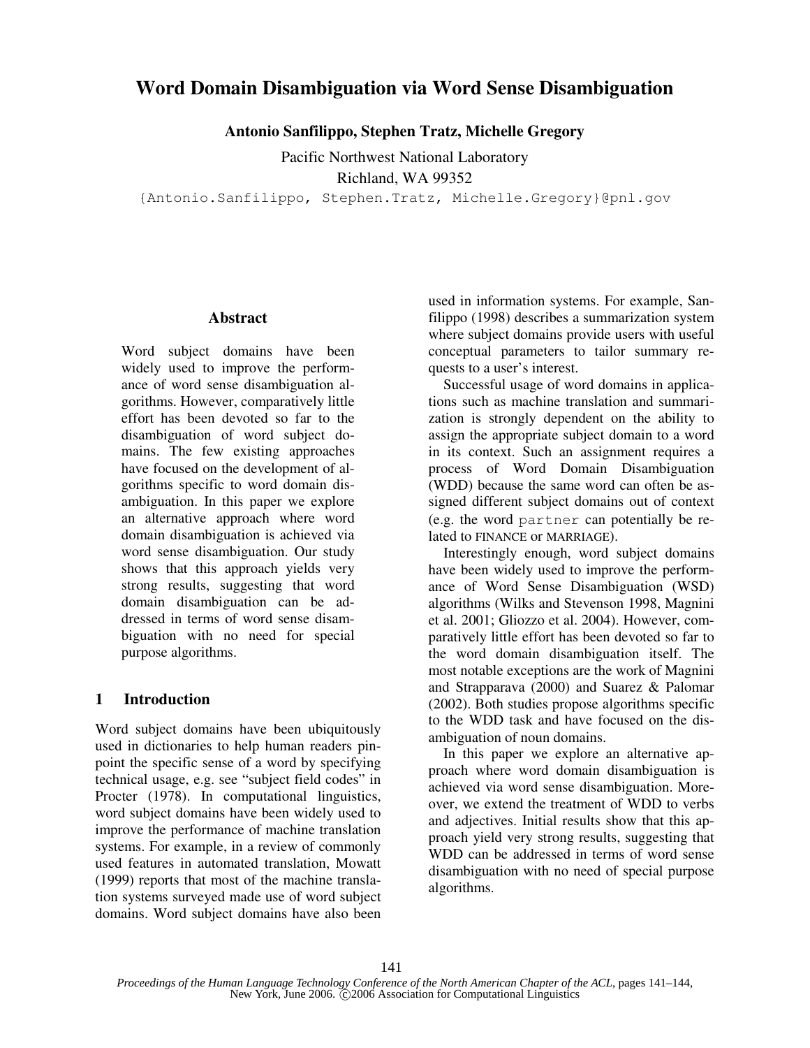# Word Domain Disambiguation via Word Sense Disambiguation

**Antonio Sanfilippo, Stephen Tratz, Michelle Gregory**

Pacific Northwest National Laboratory
Richland, WA 99352
{Antonio.Sanfilippo, Stephen.Tratz, Michelle.Gregory}@pnl.gov

## Abstract

Word subject domains have been widely used to improve the performance of word sense disambiguation algorithms. However, comparatively little effort has been devoted so far to the disambiguation of word subject domains. The few existing approaches have focused on the development of algorithms specific to word domain disambiguation. In this paper we explore an alternative approach where word domain disambiguation is achieved via word sense disambiguation. Our study shows that this approach yields very strong results, suggesting that word domain disambiguation can be addressed in terms of word sense disambiguation with no need for special purpose algorithms.

## 1 Introduction

Word subject domains have been ubiquitously used in dictionaries to help human readers pinpoint the specific sense of a word by specifying technical usage, e.g. see "subject field codes" in Procter (1978). In computational linguistics, word subject domains have been widely used to improve the performance of machine translation systems. For example, in a review of commonly used features in automated translation, Mowatt (1999) reports that most of the machine translation systems surveyed made use of word subject domains. Word subject domains have also been used in information systems. For example, Sanfilippo (1998) describes a summarization system where subject domains provide users with useful conceptual parameters to tailor summary requests to a user's interest.

Successful usage of word domains in applications such as machine translation and summarization is strongly dependent on the ability to assign the appropriate subject domain to a word in its context. Such an assignment requires a process of Word Domain Disambiguation (WDD) because the same word can often be assigned different subject domains out of context (e.g. the word `partner` can potentially be related to FINANCE or MARRIAGE).

Interestingly enough, word subject domains have been widely used to improve the performance of Word Sense Disambiguation (WSD) algorithms (Wilks and Stevenson 1998, Magnini et al. 2001; Gliozzo et al. 2004). However, comparatively little effort has been devoted so far to the word domain disambiguation itself. The most notable exceptions are the work of Magnini and Strapparava (2000) and Suarez & Palomar (2002). Both studies propose algorithms specific to the WDD task and have focused on the disambiguation of noun domains.

In this paper we explore an alternative approach where word domain disambiguation is achieved via word sense disambiguation. Moreover, we extend the treatment of WDD to verbs and adjectives. Initial results show that this approach yield very strong results, suggesting that WDD can be addressed in terms of word sense disambiguation with no need of special purpose algorithms.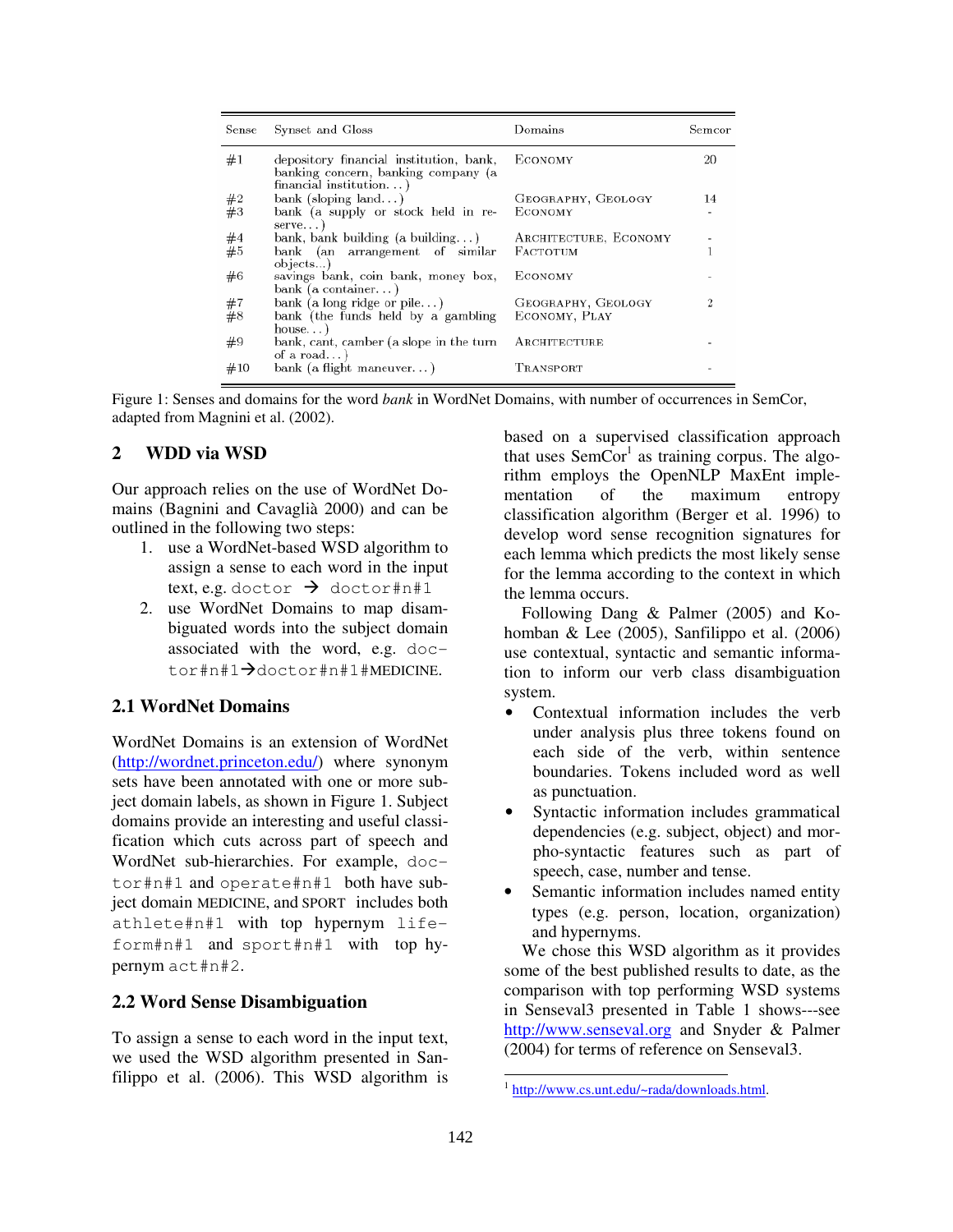| Sense | Synset and Gloss | Domains | Semcor |
| --- | --- | --- | --- |
| #1 | depository financial institution, bank, banking concern, banking company (a financial institution. . . ) | ECONOMY | 20 |
| #2 | bank (sloping land. . . ) | GEOGRAPHY, GEOLOGY | 14 |
| #3 | bank (a supply or stock held in reserve. . . ) | ECONOMY | - |
| #4 | bank, bank building (a building. . . ) | ARCHITECTURE, ECONOMY | - |
| #5 | bank (an arrangement of similar objects...) | FACTOTUM | 1 |
| #6 | savings bank, coin bank, money box, bank (a container. . . ) | ECONOMY | - |
| #7 | bank (a long ridge or pile. . . ) | GEOGRAPHY, GEOLOGY | 2 |
| #8 | bank (the funds held by a gambling house. . . ) | ECONOMY, PLAY | |
| #9 | bank, cant, camber (a slope in the turn of a road. . . ) | ARCHITECTURE | - |
| #10 | bank (a flight maneuver. . . ) | TRANSPORT | - |

Figure 1: Senses and domains for the word *bank* in WordNet Domains, with number of occurrences in SemCor, adapted from Magnini et al. (2002).

## 2 WDD via WSD

Our approach relies on the use of WordNet Domains (Bagnini and Cavaglià 2000) and can be outlined in the following two steps:

1. use a WordNet-based WSD algorithm to assign a sense to each word in the input text, e.g. `doctor` → `doctor#n#1`
2. use WordNet Domains to map disambiguated words into the subject domain associated with the word, e.g. `doctor#n#1`→`doctor#n#1#`MEDICINE.

### 2.1 WordNet Domains

WordNet Domains is an extension of WordNet (http://wordnet.princeton.edu/) where synonym sets have been annotated with one or more subject domain labels, as shown in Figure 1. Subject domains provide an interesting and useful classification which cuts across part of speech and WordNet sub-hierarchies. For example, `doctor#n#1` and `operate#n#1` both have subject domain MEDICINE, and SPORT includes both `athlete#n#1` with top hypernym `life-form#n#1` and `sport#n#1` with top hypernym `act#n#2`.

### 2.2 Word Sense Disambiguation

To assign a sense to each word in the input text, we used the WSD algorithm presented in Sanfilippo et al. (2006). This WSD algorithm is based on a supervised classification approach that uses SemCor[1] as training corpus. The algorithm employs the OpenNLP MaxEnt implementation of the maximum entropy classification algorithm (Berger et al. 1996) to develop word sense recognition signatures for each lemma which predicts the most likely sense for the lemma according to the context in which the lemma occurs.

Following Dang & Palmer (2005) and Kohomban & Lee (2005), Sanfilippo et al. (2006) use contextual, syntactic and semantic information to inform our verb class disambiguation system.

- Contextual information includes the verb under analysis plus three tokens found on each side of the verb, within sentence boundaries. Tokens included word as well as punctuation.
- Syntactic information includes grammatical dependencies (e.g. subject, object) and morpho-syntactic features such as part of speech, case, number and tense.
- Semantic information includes named entity types (e.g. person, location, organization) and hypernyms.

We chose this WSD algorithm as it provides some of the best published results to date, as the comparison with top performing WSD systems in Senseval3 presented in Table 1 shows---see http://www.senseval.org and Snyder & Palmer (2004) for terms of reference on Senseval3.

[1] http://www.cs.unt.edu/~rada/downloads.html.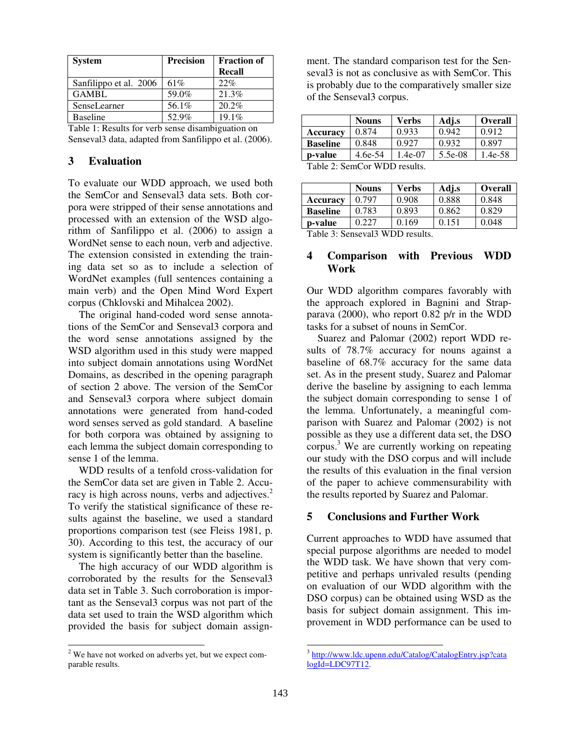| System | Precision | Fraction of Recall |
|---|---|---|
| Sanfilippo et al. 2006 | 61% | 22% |
| GAMBL | 59.0% | 21.3% |
| SenseLearner | 56.1% | 20.2% |
| Baseline | 52.9% | 19.1% |

Table 1: Results for verb sense disambiguation on Senseval3 data, adapted from Sanfilippo et al. (2006).

## 3 Evaluation

To evaluate our WDD approach, we used both the SemCor and Senseval3 data sets. Both corpora were stripped of their sense annotations and processed with an extension of the WSD algorithm of Sanfilippo et al. (2006) to assign a WordNet sense to each noun, verb and adjective. The extension consisted in extending the training data set so as to include a selection of WordNet examples (full sentences containing a main verb) and the Open Mind Word Expert corpus (Chklovski and Mihalcea 2002).

The original hand-coded word sense annotations of the SemCor and Senseval3 corpora and the word sense annotations assigned by the WSD algorithm used in this study were mapped into subject domain annotations using WordNet Domains, as described in the opening paragraph of section 2 above. The version of the SemCor and Senseval3 corpora where subject domain annotations were generated from hand-coded word senses served as gold standard. A baseline for both corpora was obtained by assigning to each lemma the subject domain corresponding to sense 1 of the lemma.

WDD results of a tenfold cross-validation for the SemCor data set are given in Table 2. Accuracy is high across nouns, verbs and adjectives.[2] To verify the statistical significance of these results against the baseline, we used a standard proportions comparison test (see Fleiss 1981, p. 30). According to this test, the accuracy of our system is significantly better than the baseline.

The high accuracy of our WDD algorithm is corroborated by the results for the Senseval3 data set in Table 3. Such corroboration is important as the Senseval3 corpus was not part of the data set used to train the WSD algorithm which provided the basis for subject domain assignment. The standard comparison test for the Senseval3 is not as conclusive as with SemCor. This is probably due to the comparatively smaller size of the Senseval3 corpus.

| | Nouns | Verbs | Adj.s | Overall |
|---|---|---|---|---|
| **Accuracy** | 0.874 | 0.933 | 0.942 | 0.912 |
| **Baseline** | 0.848 | 0.927 | 0.932 | 0.897 |
| **p-value** | 4.6e-54 | 1.4e-07 | 5.5e-08 | 1.4e-58 |

Table 2: SemCor WDD results.

| | Nouns | Verbs | Adj.s | Overall |
|---|---|---|---|---|
| **Accuracy** | 0.797 | 0.908 | 0.888 | 0.848 |
| **Baseline** | 0.783 | 0.893 | 0.862 | 0.829 |
| **p-value** | 0.227 | 0.169 | 0.151 | 0.048 |

Table 3: Senseval3 WDD results.

## 4 Comparison with Previous WDD Work

Our WDD algorithm compares favorably with the approach explored in Bagnini and Strapparava (2000), who report 0.82 p/r in the WDD tasks for a subset of nouns in SemCor.

Suarez and Palomar (2002) report WDD results of 78.7% accuracy for nouns against a baseline of 68.7% accuracy for the same data set. As in the present study, Suarez and Palomar derive the baseline by assigning to each lemma the subject domain corresponding to sense 1 of the lemma. Unfortunately, a meaningful comparison with Suarez and Palomar (2002) is not possible as they use a different data set, the DSO corpus.[3] We are currently working on repeating our study with the DSO corpus and will include the results of this evaluation in the final version of the paper to achieve commensurability with the results reported by Suarez and Palomar.

## 5 Conclusions and Further Work

Current approaches to WDD have assumed that special purpose algorithms are needed to model the WDD task. We have shown that very competitive and perhaps unrivaled results (pending on evaluation of our WDD algorithm with the DSO corpus) can be obtained using WSD as the basis for subject domain assignment. This improvement in WDD performance can be used to

---

[2] We have not worked on adverbs yet, but we expect comparable results.

[3] http://www.ldc.upenn.edu/Catalog/CatalogEntry.jsp?catalogId=LDC97T12.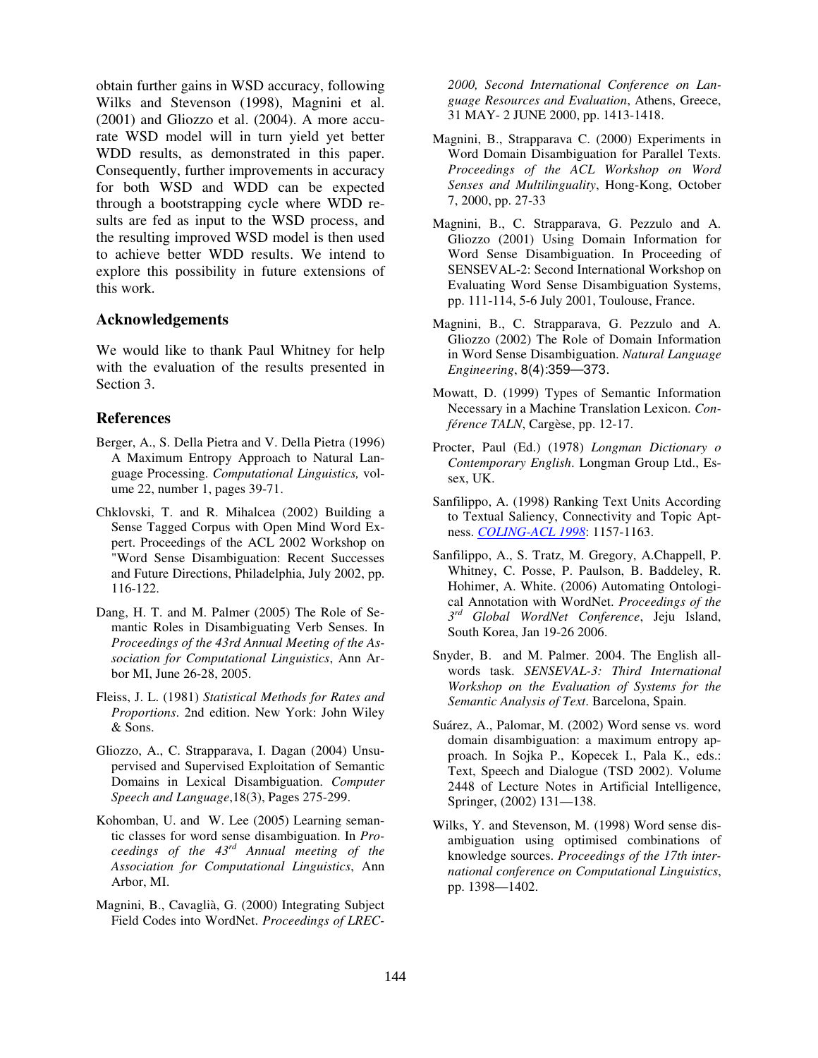obtain further gains in WSD accuracy, following Wilks and Stevenson (1998), Magnini et al. (2001) and Gliozzo et al. (2004). A more accurate WSD model will in turn yield yet better WDD results, as demonstrated in this paper. Consequently, further improvements in accuracy for both WSD and WDD can be expected through a bootstrapping cycle where WDD results are fed as input to the WSD process, and the resulting improved WSD model is then used to achieve better WDD results. We intend to explore this possibility in future extensions of this work.

## Acknowledgements

We would like to thank Paul Whitney for help with the evaluation of the results presented in Section 3.

## References

Berger, A., S. Della Pietra and V. Della Pietra (1996) A Maximum Entropy Approach to Natural Language Processing. *Computational Linguistics,* volume 22, number 1, pages 39-71.

Chklovski, T. and R. Mihalcea (2002) Building a Sense Tagged Corpus with Open Mind Word Expert. Proceedings of the ACL 2002 Workshop on "Word Sense Disambiguation: Recent Successes and Future Directions, Philadelphia, July 2002, pp. 116-122.

Dang, H. T. and M. Palmer (2005) The Role of Semantic Roles in Disambiguating Verb Senses. In *Proceedings of the 43rd Annual Meeting of the Association for Computational Linguistics*, Ann Arbor MI, June 26-28, 2005.

Fleiss, J. L. (1981) *Statistical Methods for Rates and Proportions*. 2nd edition. New York: John Wiley & Sons.

Gliozzo, A., C. Strapparava, I. Dagan (2004) Unsupervised and Supervised Exploitation of Semantic Domains in Lexical Disambiguation. *Computer Speech and Language*,18(3), Pages 275-299.

Kohomban, U. and W. Lee (2005) Learning semantic classes for word sense disambiguation. In *Proceedings of the 43rd Annual meeting of the Association for Computational Linguistics*, Ann Arbor, MI.

Magnini, B., Cavaglià, G. (2000) Integrating Subject Field Codes into WordNet. *Proceedings of LREC-2000, Second International Conference on Language Resources and Evaluation*, Athens, Greece, 31 MAY- 2 JUNE 2000, pp. 1413-1418.

Magnini, B., Strapparava C. (2000) Experiments in Word Domain Disambiguation for Parallel Texts. *Proceedings of the ACL Workshop on Word Senses and Multilinguality*, Hong-Kong, October 7, 2000, pp. 27-33

Magnini, B., C. Strapparava, G. Pezzulo and A. Gliozzo (2001) Using Domain Information for Word Sense Disambiguation. In Proceeding of SENSEVAL-2: Second International Workshop on Evaluating Word Sense Disambiguation Systems, pp. 111-114, 5-6 July 2001, Toulouse, France.

Magnini, B., C. Strapparava, G. Pezzulo and A. Gliozzo (2002) The Role of Domain Information in Word Sense Disambiguation. *Natural Language Engineering*, 8(4):359—373.

Mowatt, D. (1999) Types of Semantic Information Necessary in a Machine Translation Lexicon. *Conférence TALN*, Cargèse, pp. 12-17.

Procter, Paul (Ed.) (1978) *Longman Dictionary o Contemporary English*. Longman Group Ltd., Essex, UK.

Sanfilippo, A. (1998) Ranking Text Units According to Textual Saliency, Connectivity and Topic Aptness. *COLING-ACL 1998*: 1157-1163.

Sanfilippo, A., S. Tratz, M. Gregory, A.Chappell, P. Whitney, C. Posse, P. Paulson, B. Baddeley, R. Hohimer, A. White. (2006) Automating Ontological Annotation with WordNet. *Proceedings of the 3rd Global WordNet Conference*, Jeju Island, South Korea, Jan 19-26 2006.

Snyder, B. and M. Palmer. 2004. The English all-words task. *SENSEVAL-3: Third International Workshop on the Evaluation of Systems for the Semantic Analysis of Text*. Barcelona, Spain.

Suárez, A., Palomar, M. (2002) Word sense vs. word domain disambiguation: a maximum entropy approach. In Sojka P., Kopecek I., Pala K., eds.: Text, Speech and Dialogue (TSD 2002). Volume 2448 of Lecture Notes in Artificial Intelligence, Springer, (2002) 131—138.

Wilks, Y. and Stevenson, M. (1998) Word sense disambiguation using optimised combinations of knowledge sources. *Proceedings of the 17th international conference on Computational Linguistics*, pp. 1398—1402.